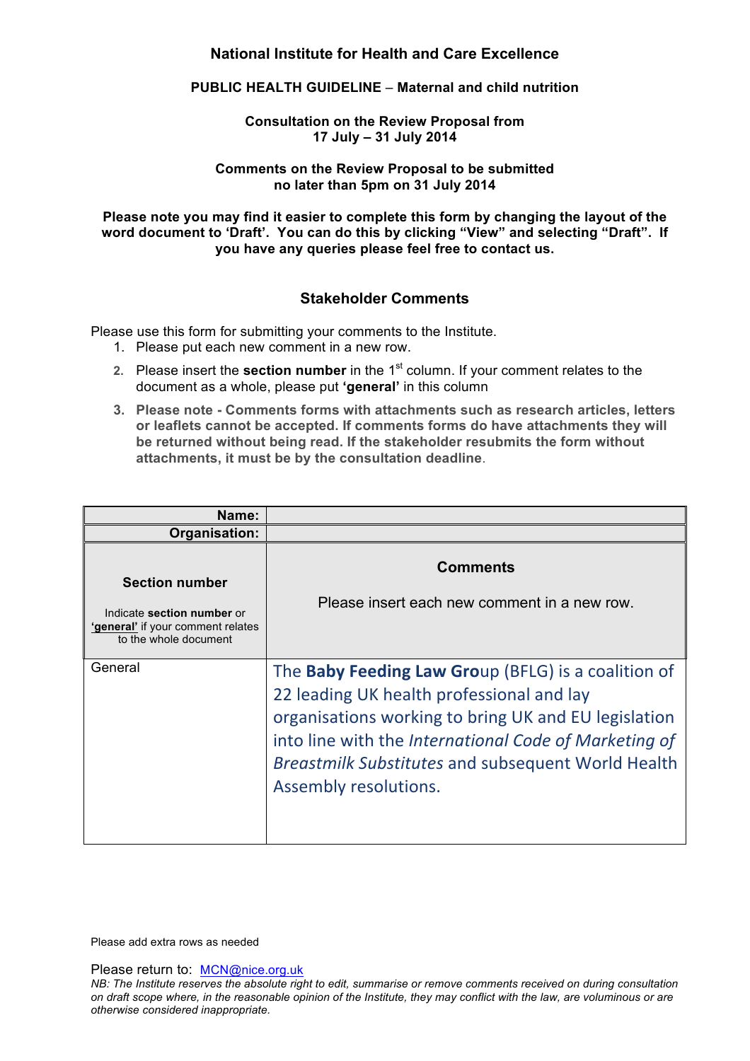**National Institute for Health and Care Excellence**

**PUBLIC HEALTH GUIDELINE – Maternal and child nutrition**

**Consultation on the Review Proposal from 17 July – 31 July 2014**

**Comments on the Review Proposal to be submitted no later than 5pm on 31 July 2014**

**Please note you may find it easier to complete this form by changing the layout of the word document to 'Draft'. You can do this by clicking "View" and selecting "Draft". If you have any queries please feel free to contact us.**

## Stakeholder Comments

Please use this form for submitting your comments to the Institute.

1. Please put each new comment in a new row.
2. Please insert the **section number** in the 1st column. If your comment relates to the document as a whole, please put **'general'** in this column
3. **Please note - Comments forms with attachments such as research articles, letters or leaflets cannot be accepted. If comments forms do have attachments they will be returned without being read. If the stakeholder resubmits the form without attachments, it must be by the consultation deadline**.

| **Name:** | |
|---|---|
| **Organisation:** | |
| **Section number**<br><br>Indicate **section number** or **'general'** if your comment relates to the whole document | **Comments**<br><br>Please insert each new comment in a new row. |
| General | The **Baby Feeding Law Gro**up (BFLG) is a coalition of 22 leading UK health professional and lay organisations working to bring UK and EU legislation into line with the *International Code of Marketing of Breastmilk Substitutes* and subsequent World Health Assembly resolutions. |

Please add extra rows as needed

Please return to: MCN@nice.org.uk

*NB: The Institute reserves the absolute right to edit, summarise or remove comments received on during consultation on draft scope where, in the reasonable opinion of the Institute, they may conflict with the law, are voluminous or are otherwise considered inappropriate.*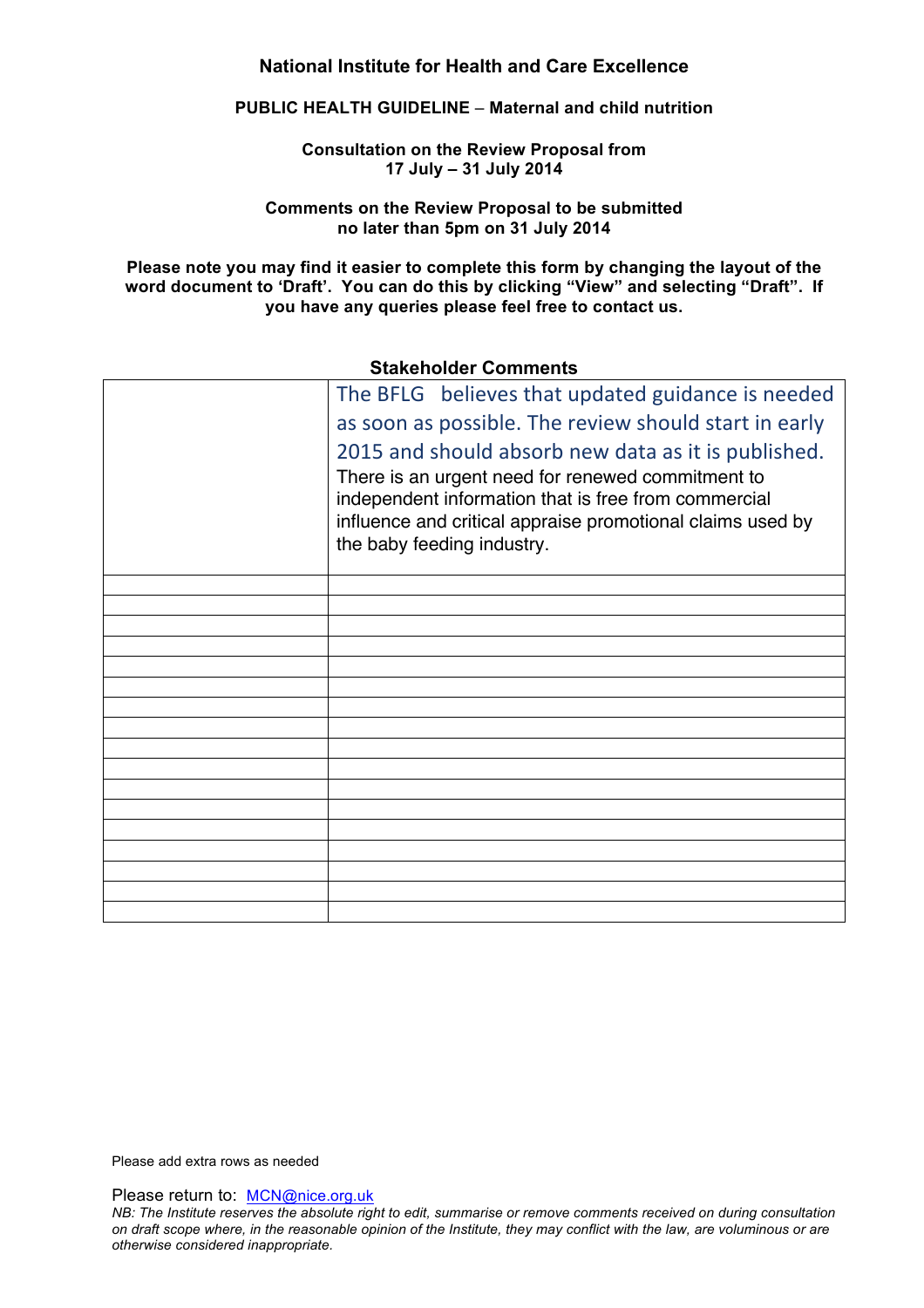# National Institute for Health and Care Excellence

## PUBLIC HEALTH GUIDELINE – Maternal and child nutrition

### Consultation on the Review Proposal from 17 July – 31 July 2014

### Comments on the Review Proposal to be submitted no later than 5pm on 31 July 2014

**Please note you may find it easier to complete this form by changing the layout of the word document to 'Draft'. You can do this by clicking "View" and selecting "Draft". If you have any queries please feel free to contact us.**

**Stakeholder Comments**

| | |
|---|---|
| | The BFLG believes that updated guidance is needed as soon as possible. The review should start in early 2015 and should absorb new data as it is published. There is an urgent need for renewed commitment to independent information that is free from commercial influence and critical appraise promotional claims used by the baby feeding industry. |
| | |
| | |
| | |
| | |
| | |
| | |
| | |
| | |
| | |
| | |
| | |
| | |
| | |
| | |
| | |
| | |
| | |

Please add extra rows as needed

Please return to: MCN@nice.org.uk

*NB: The Institute reserves the absolute right to edit, summarise or remove comments received on during consultation on draft scope where, in the reasonable opinion of the Institute, they may conflict with the law, are voluminous or are otherwise considered inappropriate.*